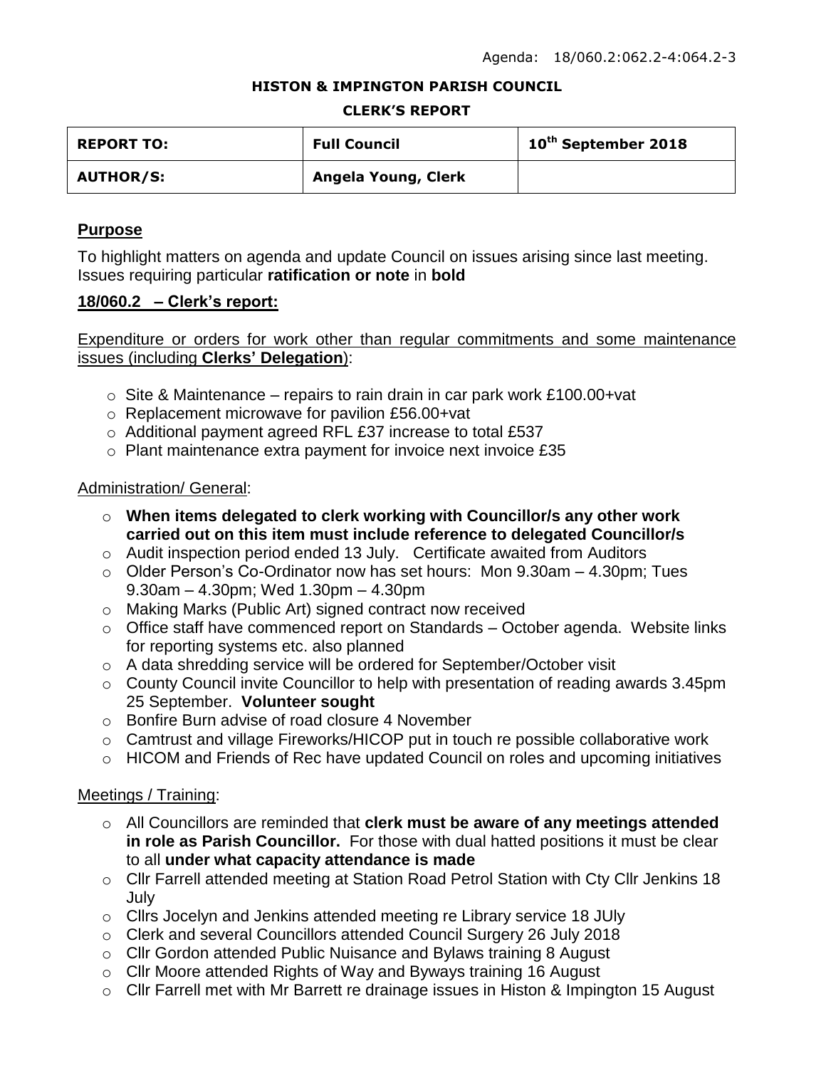Agenda: 18/060.2:062.2-4:064.2-3

**HISTON & IMPINGTON PARISH COUNCIL**

**CLERK'S REPORT**

| **REPORT TO:** | **Full Council** | **10th September 2018** |
|---|---|---|
| **AUTHOR/S:** | **Angela Young, Clerk** | |

## Purpose

To highlight matters on agenda and update Council on issues arising since last meeting. Issues requiring particular **ratification or note** in **bold**

## 18/060.2 – Clerk's report:

Expenditure or orders for work other than regular commitments and some maintenance issues (including **Clerks' Delegation**):

- Site & Maintenance – repairs to rain drain in car park work £100.00+vat
- Replacement microwave for pavilion £56.00+vat
- Additional payment agreed RFL £37 increase to total £537
- Plant maintenance extra payment for invoice next invoice £35

Administration/ General:

- **When items delegated to clerk working with Councillor/s any other work carried out on this item must include reference to delegated Councillor/s**
- Audit inspection period ended 13 July. Certificate awaited from Auditors
- Older Person's Co-Ordinator now has set hours: Mon 9.30am – 4.30pm; Tues 9.30am – 4.30pm; Wed 1.30pm – 4.30pm
- Making Marks (Public Art) signed contract now received
- Office staff have commenced report on Standards – October agenda. Website links for reporting systems etc. also planned
- A data shredding service will be ordered for September/October visit
- County Council invite Councillor to help with presentation of reading awards 3.45pm 25 September. **Volunteer sought**
- Bonfire Burn advise of road closure 4 November
- Camtrust and village Fireworks/HICOP put in touch re possible collaborative work
- HICOM and Friends of Rec have updated Council on roles and upcoming initiatives

Meetings / Training:

- All Councillors are reminded that **clerk must be aware of any meetings attended in role as Parish Councillor.** For those with dual hatted positions it must be clear to all **under what capacity attendance is made**
- Cllr Farrell attended meeting at Station Road Petrol Station with Cty Cllr Jenkins 18 July
- Cllrs Jocelyn and Jenkins attended meeting re Library service 18 JUly
- Clerk and several Councillors attended Council Surgery 26 July 2018
- Cllr Gordon attended Public Nuisance and Bylaws training 8 August
- Cllr Moore attended Rights of Way and Byways training 16 August
- Cllr Farrell met with Mr Barrett re drainage issues in Histon & Impington 15 August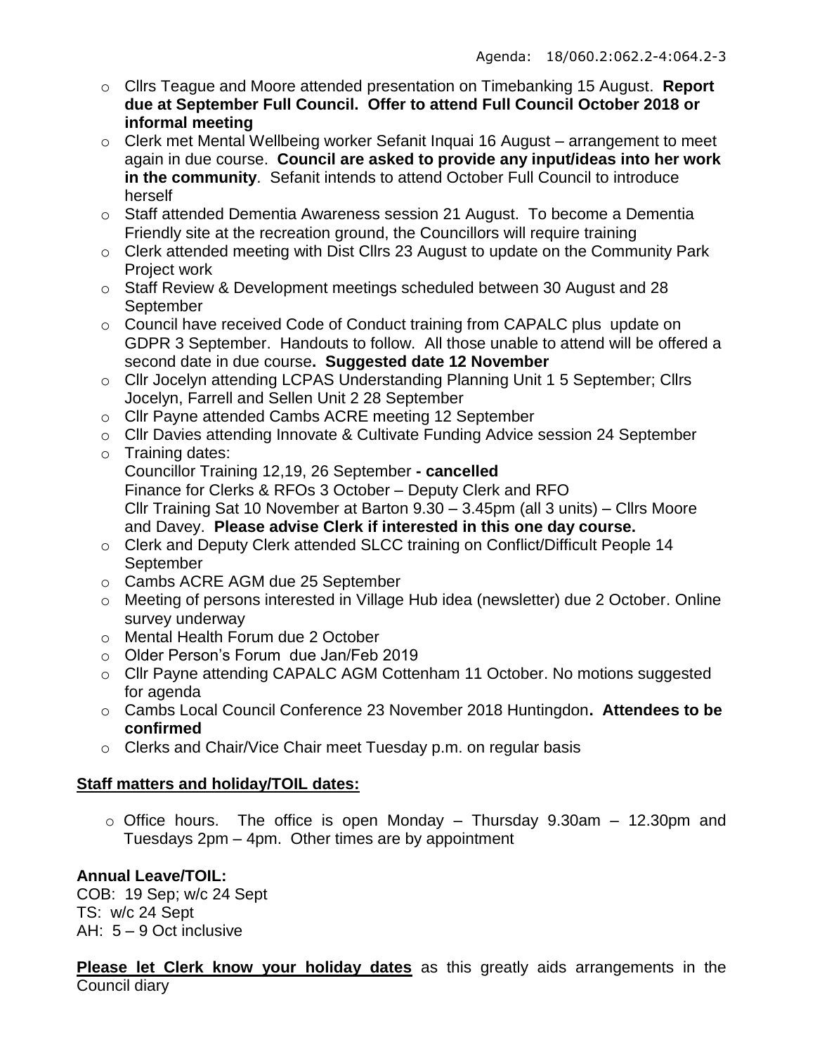Agenda: 18/060.2:062.2-4:064.2-3

- Cllrs Teague and Moore attended presentation on Timebanking 15 August. **Report due at September Full Council. Offer to attend Full Council October 2018 or informal meeting**
- Clerk met Mental Wellbeing worker Sefanit Inquai 16 August – arrangement to meet again in due course. **Council are asked to provide any input/ideas into her work in the community**. Sefanit intends to attend October Full Council to introduce herself
- Staff attended Dementia Awareness session 21 August. To become a Dementia Friendly site at the recreation ground, the Councillors will require training
- Clerk attended meeting with Dist Cllrs 23 August to update on the Community Park Project work
- Staff Review & Development meetings scheduled between 30 August and 28 September
- Council have received Code of Conduct training from CAPALC plus update on GDPR 3 September. Handouts to follow. All those unable to attend will be offered a second date in due course**. Suggested date 12 November**
- Cllr Jocelyn attending LCPAS Understanding Planning Unit 1 5 September; Cllrs Jocelyn, Farrell and Sellen Unit 2 28 September
- Cllr Payne attended Cambs ACRE meeting 12 September
- Cllr Davies attending Innovate & Cultivate Funding Advice session 24 September
- Training dates:
  Councillor Training 12,19, 26 September **- cancelled**
  Finance for Clerks & RFOs 3 October – Deputy Clerk and RFO
  Cllr Training Sat 10 November at Barton 9.30 – 3.45pm (all 3 units) – Cllrs Moore and Davey. **Please advise Clerk if interested in this one day course.**
- Clerk and Deputy Clerk attended SLCC training on Conflict/Difficult People 14 September
- Cambs ACRE AGM due 25 September
- Meeting of persons interested in Village Hub idea (newsletter) due 2 October. Online survey underway
- Mental Health Forum due 2 October
- Older Person's Forum due Jan/Feb 2019
- Cllr Payne attending CAPALC AGM Cottenham 11 October. No motions suggested for agenda
- Cambs Local Council Conference 23 November 2018 Huntingdon**. Attendees to be confirmed**
- Clerks and Chair/Vice Chair meet Tuesday p.m. on regular basis

## Staff matters and holiday/TOIL dates:

- Office hours. The office is open Monday – Thursday 9.30am – 12.30pm and Tuesdays 2pm – 4pm. Other times are by appointment

**Annual Leave/TOIL:**

COB: 19 Sep; w/c 24 Sept
TS: w/c 24 Sept
AH: 5 – 9 Oct inclusive

**Please let Clerk know your holiday dates** as this greatly aids arrangements in the Council diary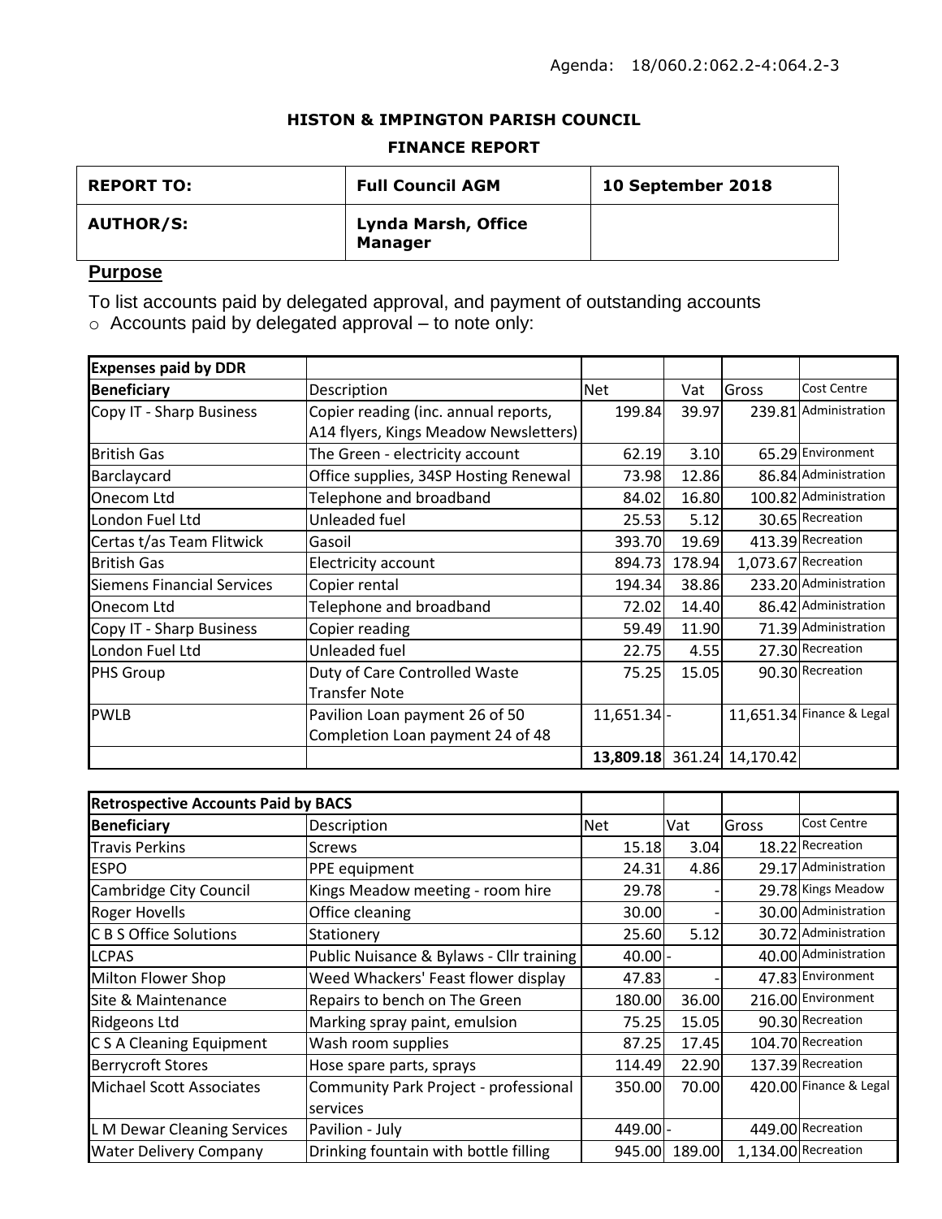Agenda: 18/060.2:062.2-4:064.2-3

**HISTON & IMPINGTON PARISH COUNCIL**

**FINANCE REPORT**

| **REPORT TO:** | **Full Council AGM** | **10 September 2018** |
|---|---|---|
| **AUTHOR/S:** | **Lynda Marsh, Office Manager** | |

## Purpose

To list accounts paid by delegated approval, and payment of outstanding accounts

- Accounts paid by delegated approval – to note only:

| **Expenses paid by DDR** | | | | | |
|---|---|---|---|---|---|
| **Beneficiary** | Description | Net | Vat | Gross | Cost Centre |
| Copy IT - Sharp Business | Copier reading (inc. annual reports, A14 flyers, Kings Meadow Newsletters) | 199.84 | 39.97 | 239.81 | Administration |
| British Gas | The Green - electricity account | 62.19 | 3.10 | 65.29 | Environment |
| Barclaycard | Office supplies, 34SP Hosting Renewal | 73.98 | 12.86 | 86.84 | Administration |
| Onecom Ltd | Telephone and broadband | 84.02 | 16.80 | 100.82 | Administration |
| London Fuel Ltd | Unleaded fuel | 25.53 | 5.12 | 30.65 | Recreation |
| Certas t/as Team Flitwick | Gasoil | 393.70 | 19.69 | 413.39 | Recreation |
| British Gas | Electricity account | 894.73 | 178.94 | 1,073.67 | Recreation |
| Siemens Financial Services | Copier rental | 194.34 | 38.86 | 233.20 | Administration |
| Onecom Ltd | Telephone and broadband | 72.02 | 14.40 | 86.42 | Administration |
| Copy IT - Sharp Business | Copier reading | 59.49 | 11.90 | 71.39 | Administration |
| London Fuel Ltd | Unleaded fuel | 22.75 | 4.55 | 27.30 | Recreation |
| PHS Group | Duty of Care Controlled Waste Transfer Note | 75.25 | 15.05 | 90.30 | Recreation |
| PWLB | Pavilion Loan payment 26 of 50 Completion Loan payment 24 of 48 | 11,651.34 | - | 11,651.34 | Finance & Legal |
| | | **13,809.18** | 361.24 | 14,170.42 | |

| **Retrospective Accounts Paid by BACS** | | | | | |
|---|---|---|---|---|---|
| **Beneficiary** | Description | Net | Vat | Gross | Cost Centre |
| Travis Perkins | Screws | 15.18 | 3.04 | 18.22 | Recreation |
| ESPO | PPE equipment | 24.31 | 4.86 | 29.17 | Administration |
| Cambridge City Council | Kings Meadow meeting - room hire | 29.78 | - | 29.78 | Kings Meadow |
| Roger Hovells | Office cleaning | 30.00 | - | 30.00 | Administration |
| C B S Office Solutions | Stationery | 25.60 | 5.12 | 30.72 | Administration |
| LCPAS | Public Nuisance & Bylaws - Cllr training | 40.00 | - | 40.00 | Administration |
| Milton Flower Shop | Weed Whackers' Feast flower display | 47.83 | - | 47.83 | Environment |
| Site & Maintenance | Repairs to bench on The Green | 180.00 | 36.00 | 216.00 | Environment |
| Ridgeons Ltd | Marking spray paint, emulsion | 75.25 | 15.05 | 90.30 | Recreation |
| C S A Cleaning Equipment | Wash room supplies | 87.25 | 17.45 | 104.70 | Recreation |
| Berrycroft Stores | Hose spare parts, sprays | 114.49 | 22.90 | 137.39 | Recreation |
| Michael Scott Associates | Community Park Project - professional services | 350.00 | 70.00 | 420.00 | Finance & Legal |
| L M Dewar Cleaning Services | Pavilion - July | 449.00 | - | 449.00 | Recreation |
| Water Delivery Company | Drinking fountain with bottle filling | 945.00 | 189.00 | 1,134.00 | Recreation |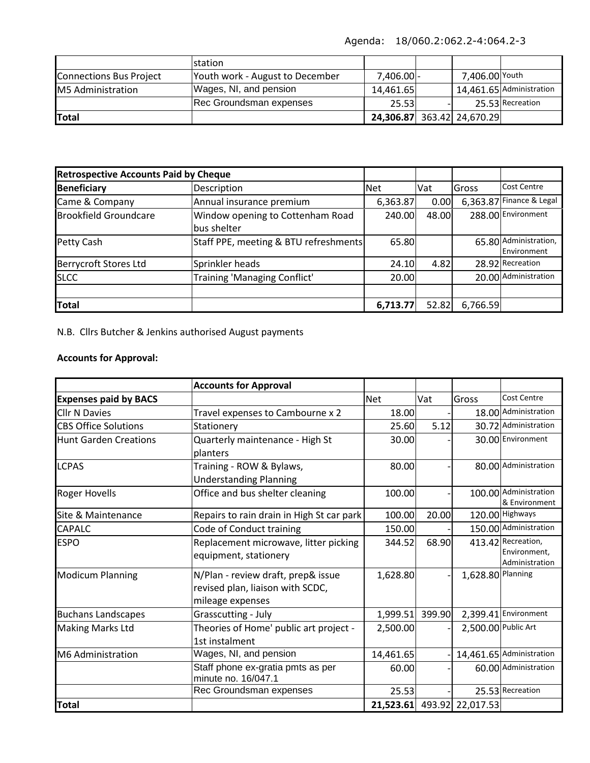Agenda: 18/060.2:062.2-4:064.2-3

| | station | | | | |
|---|---|---|---|---|---|
| Connections Bus Project | Youth work - August to December | 7,406.00 | - | 7,406.00 | Youth |
| M5 Administration | Wages, NI, and pension | 14,461.65 | | 14,461.65 | Administration |
| | Rec Groundsman expenses | 25.53 | - | 25.53 | Recreation |
| **Total** | | **24,306.87** | 363.42 | 24,670.29 | |

| **Retrospective Accounts Paid by Cheque** | | | | | |
|---|---|---|---|---|---|
| **Beneficiary** | Description | Net | Vat | Gross | Cost Centre |
| Came & Company | Annual insurance premium | 6,363.87 | 0.00 | 6,363.87 | Finance & Legal |
| Brookfield Groundcare | Window opening to Cottenham Road bus shelter | 240.00 | 48.00 | 288.00 | Environment |
| Petty Cash | Staff PPE, meeting & BTU refreshments | 65.80 | | 65.80 | Administration, Environment |
| Berrycroft Stores Ltd | Sprinkler heads | 24.10 | 4.82 | 28.92 | Recreation |
| SLCC | Training 'Managing Conflict' | 20.00 | | 20.00 | Administration |
| | | | | | |
| **Total** | | **6,713.77** | 52.82 | 6,766.59 | |

N.B. Cllrs Butcher & Jenkins authorised August payments

**Accounts for Approval:**

| | **Accounts for Approval** | | | | |
|---|---|---|---|---|---|
| **Expenses paid by BACS** | | Net | Vat | Gross | Cost Centre |
| Cllr N Davies | Travel expenses to Cambourne x 2 | 18.00 | - | 18.00 | Administration |
| CBS Office Solutions | Stationery | 25.60 | 5.12 | 30.72 | Administration |
| Hunt Garden Creations | Quarterly maintenance - High St planters | 30.00 | - | 30.00 | Environment |
| LCPAS | Training - ROW & Bylaws, Understanding Planning | 80.00 | - | 80.00 | Administration |
| Roger Hovells | Office and bus shelter cleaning | 100.00 | - | 100.00 | Administration & Environment |
| Site & Maintenance | Repairs to rain drain in High St car park | 100.00 | 20.00 | 120.00 | Highways |
| CAPALC | Code of Conduct training | 150.00 | - | 150.00 | Administration |
| ESPO | Replacement microwave, litter picking equipment, stationery | 344.52 | 68.90 | 413.42 | Recreation, Environment, Administration |
| Modicum Planning | N/Plan - review draft, prep& issue revised plan, liaison with SCDC, mileage expenses | 1,628.80 | - | 1,628.80 | Planning |
| Buchans Landscapes | Grasscutting - July | 1,999.51 | 399.90 | 2,399.41 | Environment |
| Making Marks Ltd | Theories of Home' public art project - 1st instalment | 2,500.00 | - | 2,500.00 | Public Art |
| M6 Administration | Wages, NI, and pension | 14,461.65 | - | 14,461.65 | Administration |
| | Staff phone ex-gratia pmts as per minute no. 16/047.1 | 60.00 | - | 60.00 | Administration |
| | Rec Groundsman expenses | 25.53 | - | 25.53 | Recreation |
| **Total** | | **21,523.61** | 493.92 | 22,017.53 | |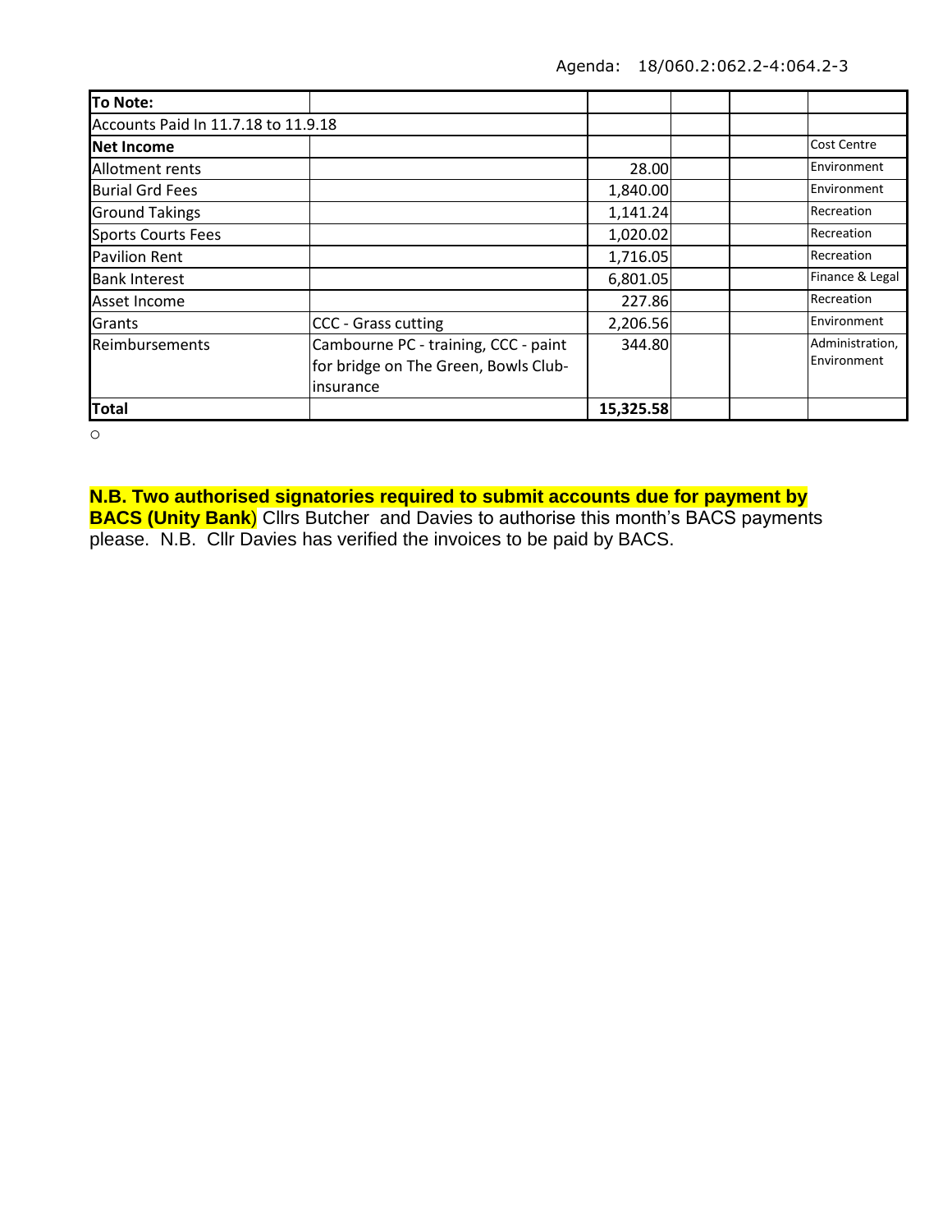Agenda: 18/060.2:062.2-4:064.2-3

| **To Note:** | | | | | |
|---|---|---|---|---|---|
| Accounts Paid In 11.7.18 to 11.9.18 | | | | | |
| **Net Income** | | | | | Cost Centre |
| Allotment rents | | 28.00 | | | Environment |
| Burial Grd Fees | | 1,840.00 | | | Environment |
| Ground Takings | | 1,141.24 | | | Recreation |
| Sports Courts Fees | | 1,020.02 | | | Recreation |
| Pavilion Rent | | 1,716.05 | | | Recreation |
| Bank Interest | | 6,801.05 | | | Finance & Legal |
| Asset Income | | 227.86 | | | Recreation |
| Grants | CCC - Grass cutting | 2,206.56 | | | Environment |
| Reimbursements | Cambourne PC - training, CCC - paint for bridge on The Green, Bowls Club-insurance | 344.80 | | | Administration, Environment |
| **Total** | | **15,325.58** | | | |

o

**N.B. Two authorised signatories required to submit accounts due for payment by BACS (Unity Bank**) Cllrs Butcher and Davies to authorise this month's BACS payments please. N.B. Cllr Davies has verified the invoices to be paid by BACS.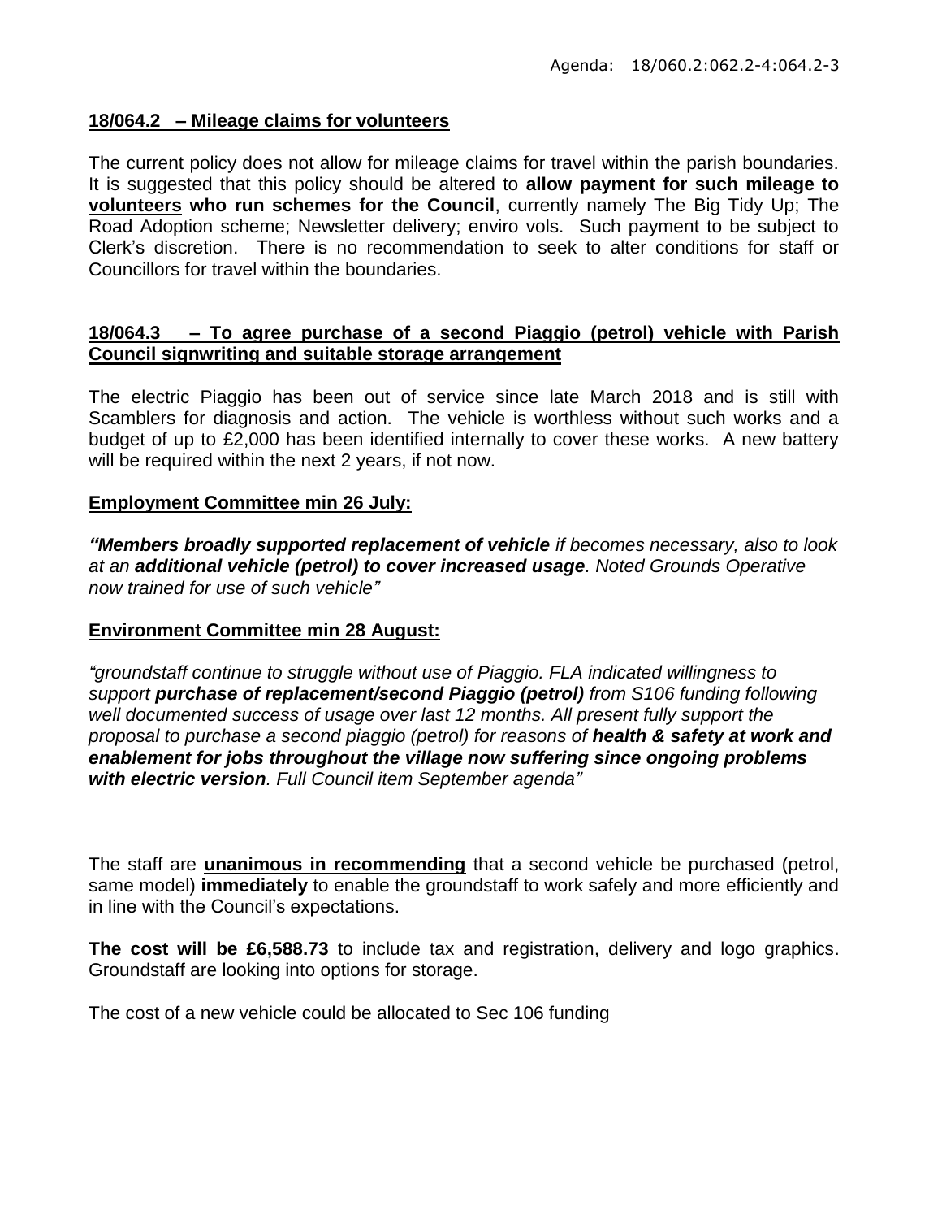Agenda: 18/060.2:062.2-4:064.2-3

**18/064.2 – Mileage claims for volunteers**

The current policy does not allow for mileage claims for travel within the parish boundaries. It is suggested that this policy should be altered to **allow payment for such mileage to volunteers who run schemes for the Council**, currently namely The Big Tidy Up; The Road Adoption scheme; Newsletter delivery; enviro vols. Such payment to be subject to Clerk's discretion. There is no recommendation to seek to alter conditions for staff or Councillors for travel within the boundaries.

**18/064.3 – To agree purchase of a second Piaggio (petrol) vehicle with Parish Council signwriting and suitable storage arrangement**

The electric Piaggio has been out of service since late March 2018 and is still with Scamblers for diagnosis and action. The vehicle is worthless without such works and a budget of up to £2,000 has been identified internally to cover these works. A new battery will be required within the next 2 years, if not now.

**Employment Committee min 26 July:**

***"Members broadly supported replacement of vehicle** if becomes necessary, also to look at an **additional vehicle (petrol) to cover increased usage**. Noted Grounds Operative now trained for use of such vehicle"*

**Environment Committee min 28 August:**

*"groundstaff continue to struggle without use of Piaggio. FLA indicated willingness to support **purchase of replacement/second Piaggio (petrol)** from S106 funding following well documented success of usage over last 12 months. All present fully support the proposal to purchase a second piaggio (petrol) for reasons of **health & safety at work and enablement for jobs throughout the village now suffering since ongoing problems with electric version**. Full Council item September agenda"*

The staff are **unanimous in recommending** that a second vehicle be purchased (petrol, same model) **immediately** to enable the groundstaff to work safely and more efficiently and in line with the Council's expectations.

**The cost will be £6,588.73** to include tax and registration, delivery and logo graphics. Groundstaff are looking into options for storage.

The cost of a new vehicle could be allocated to Sec 106 funding